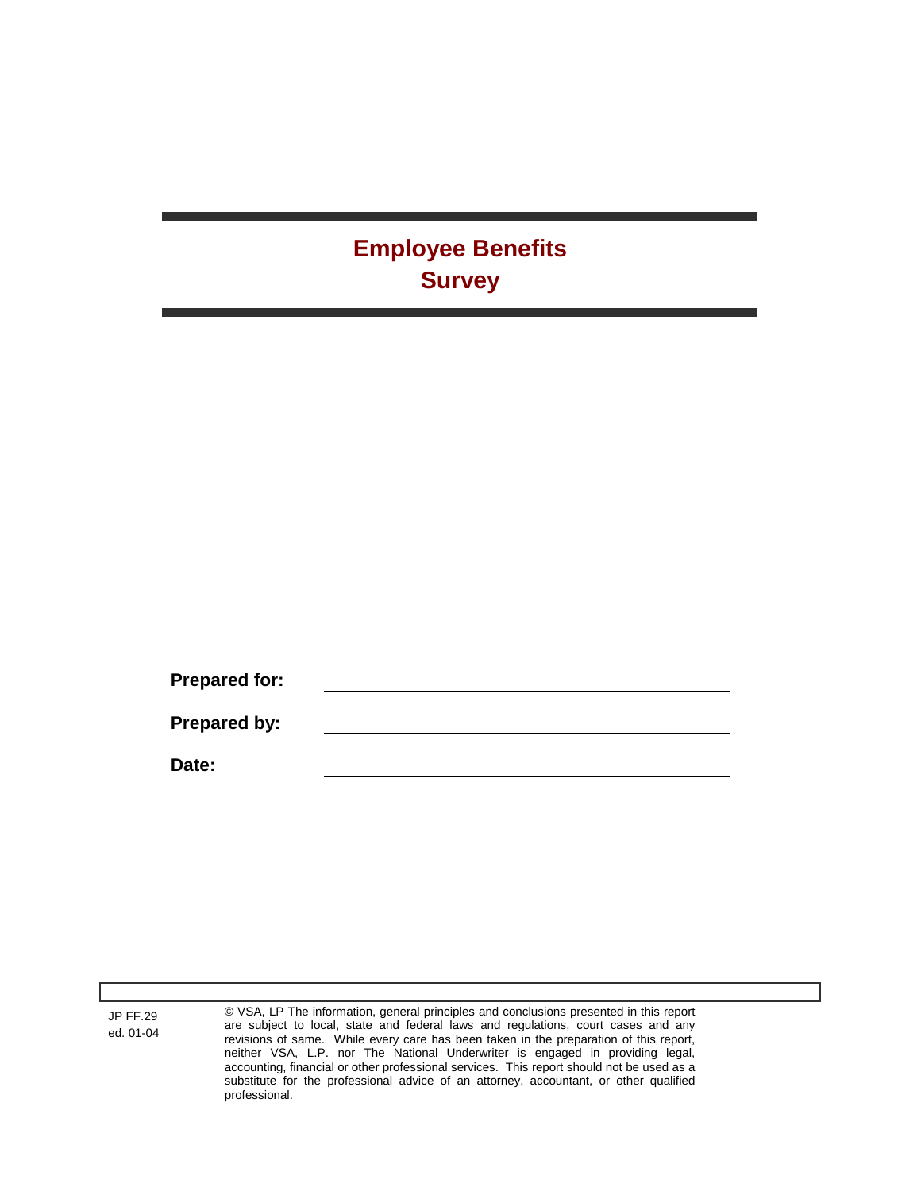# Employee Benefits Survey

**Prepared for:** \_\_\_\_\_\_\_\_\_\_\_\_\_\_\_\_\_\_\_\_\_\_\_\_\_\_\_\_\_\_

**Prepared by:** \_\_\_\_\_\_\_\_\_\_\_\_\_\_\_\_\_\_\_\_\_\_\_\_\_\_\_\_\_\_

**Date:** \_\_\_\_\_\_\_\_\_\_\_\_\_\_\_\_\_\_\_\_\_\_\_\_\_\_\_\_\_\_

JP FF.29
ed. 01-04

© VSA, LP The information, general principles and conclusions presented in this report are subject to local, state and federal laws and regulations, court cases and any revisions of same. While every care has been taken in the preparation of this report, neither VSA, L.P. nor The National Underwriter is engaged in providing legal, accounting, financial or other professional services. This report should not be used as a substitute for the professional advice of an attorney, accountant, or other qualified professional.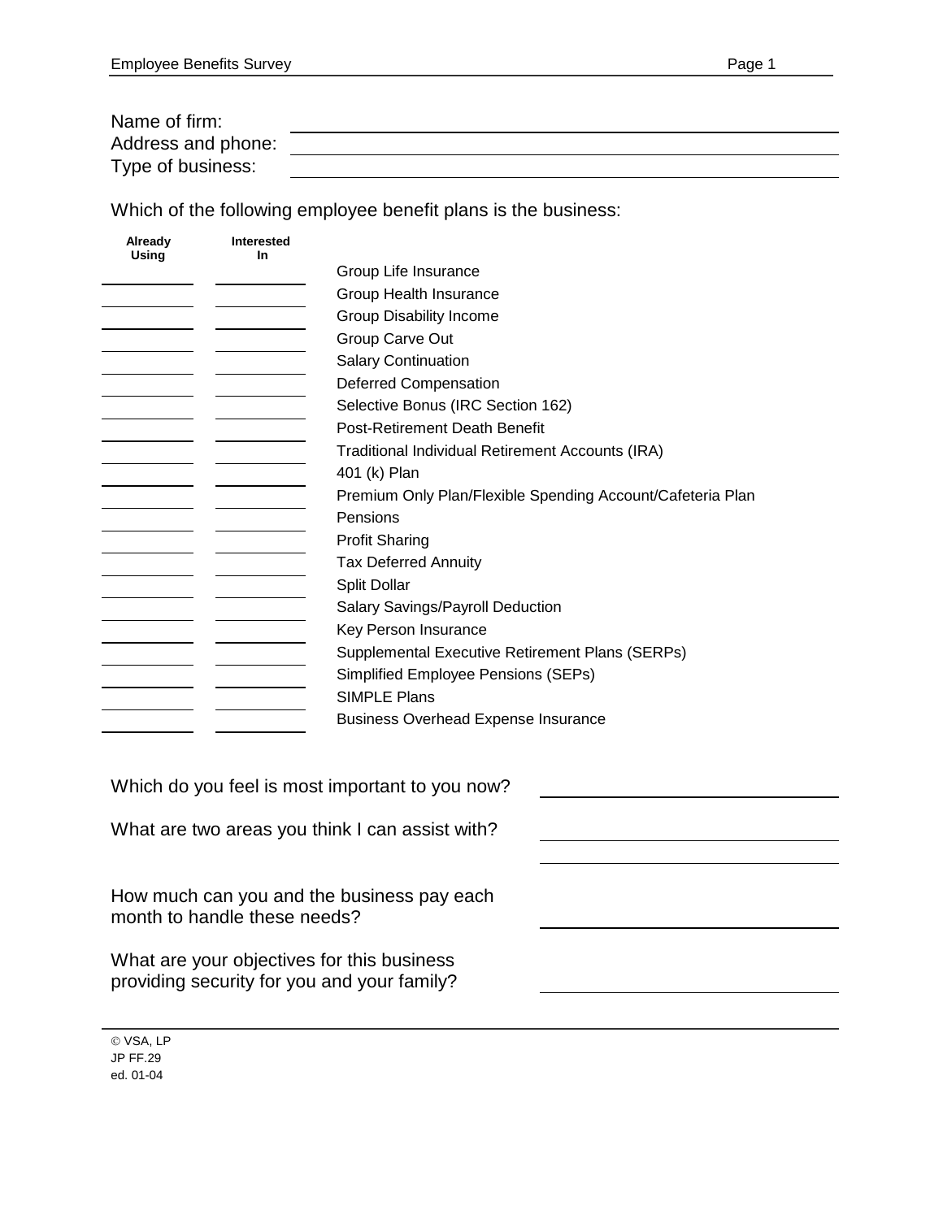Name of firm: \_\_\_\_\_\_\_\_\_\_\_\_\_\_\_\_\_\_\_\_\_\_\_\_\_\_\_\_

Address and phone: \_\_\_\_\_\_\_\_\_\_\_\_\_\_\_\_\_\_\_\_\_\_\_\_\_\_\_\_

Type of business: \_\_\_\_\_\_\_\_\_\_\_\_\_\_\_\_\_\_\_\_\_\_\_\_\_\_\_\_

Which of the following employee benefit plans is the business:

| Already Using | Interested In | |
|---|---|---|
| | | Group Life Insurance |
| | | Group Health Insurance |
| | | Group Disability Income |
| | | Group Carve Out |
| | | Salary Continuation |
| | | Deferred Compensation |
| | | Selective Bonus (IRC Section 162) |
| | | Post-Retirement Death Benefit |
| | | Traditional Individual Retirement Accounts (IRA) |
| | | 401 (k) Plan |
| | | Premium Only Plan/Flexible Spending Account/Cafeteria Plan |
| | | Pensions |
| | | Profit Sharing |
| | | Tax Deferred Annuity |
| | | Split Dollar |
| | | Salary Savings/Payroll Deduction |
| | | Key Person Insurance |
| | | Supplemental Executive Retirement Plans (SERPs) |
| | | Simplified Employee Pensions (SEPs) |
| | | SIMPLE Plans |
| | | Business Overhead Expense Insurance |

Which do you feel is most important to you now? \_\_\_\_\_\_\_\_\_\_\_\_\_\_\_\_\_\_\_\_

What are two areas you think I can assist with? \_\_\_\_\_\_\_\_\_\_\_\_\_\_\_\_\_\_\_\_

\_\_\_\_\_\_\_\_\_\_\_\_\_\_\_\_\_\_\_\_

How much can you and the business pay each month to handle these needs? \_\_\_\_\_\_\_\_\_\_\_\_\_\_\_\_\_\_\_\_

What are your objectives for this business providing security for you and your family? \_\_\_\_\_\_\_\_\_\_\_\_\_\_\_\_\_\_\_\_

© VSA, LP
JP FF.29
ed. 01-04